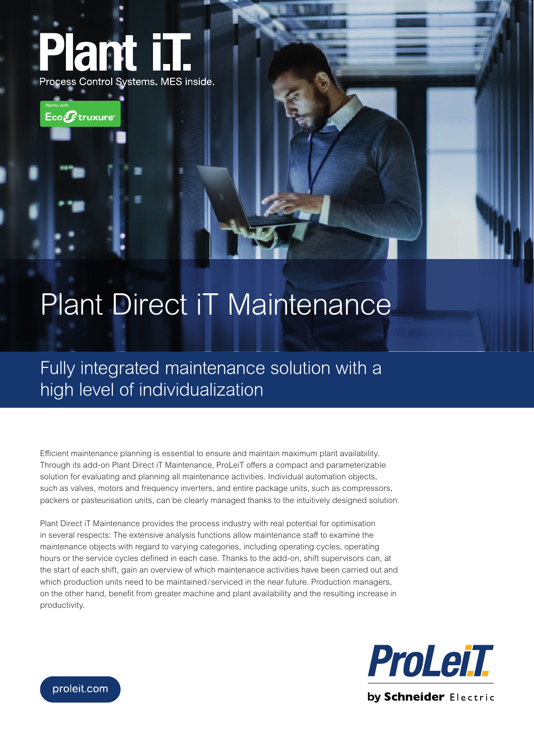Plant iT

Process Control Systems. MES inside.

Works with EcoStruxure

# Plant Direct iT Maintenance

## Fully integrated maintenance solution with a high level of individualization

Efficient maintenance planning is essential to ensure and maintain maximum plant availability. Through its add-on Plant Direct iT Maintenance, ProLeiT offers a compact and parameterizable solution for evaluating and planning all maintenance activities. Individual automation objects, such as valves, motors and frequency inverters, and entire package units, such as compressors, packers or pasteurisation units, can be clearly managed thanks to the intuitively designed solution.

Plant Direct iT Maintenance provides the process industry with real potential for optimisation in several respects: The extensive analysis functions allow maintenance staff to examine the maintenance objects with regard to varying categories, including operating cycles, operating hours or the service cycles defined in each case. Thanks to the add-on, shift supervisors can, at the start of each shift, gain an overview of which maintenance activities have been carried out and which production units need to be maintained / serviced in the near future. Production managers, on the other hand, benefit from greater machine and plant availability and the resulting increase in productivity.

proleit.com

ProLeiT by Schneider Electric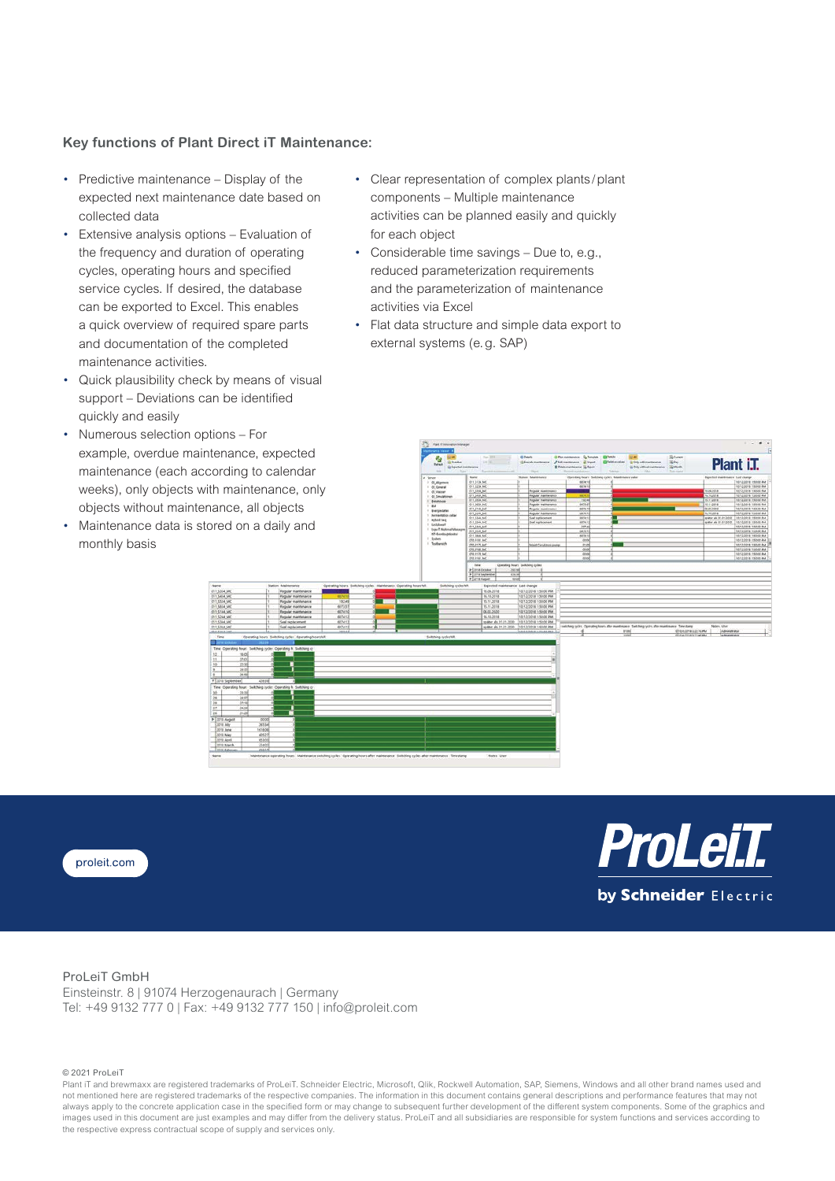### Key functions of Plant Direct iT Maintenance:

- Predictive maintenance – Display of the expected next maintenance date based on collected data
- Extensive analysis options – Evaluation of the frequency and duration of operating cycles, operating hours and specified service cycles. If desired, the database can be exported to Excel. This enables a quick overview of required spare parts and documentation of the completed maintenance activities.
- Quick plausibility check by means of visual support – Deviations can be identified quickly and easily
- Numerous selection options – For example, overdue maintenance, expected maintenance (each according to calendar weeks), only objects with maintenance, only objects without maintenance, all objects
- Maintenance data is stored on a daily and monthly basis
- Clear representation of complex plants / plant components – Multiple maintenance activities can be planned easily and quickly for each object
- Considerable time savings – Due to, e.g., reduced parameterization requirements and the parameterization of maintenance activities via Excel
- Flat data structure and simple data export to external systems (e.g. SAP)

proleit.com

ProLeiT by Schneider Electric

ProLeiT GmbH
Einsteinstr. 8 | 91074 Herzogenaurach | Germany
Tel: +49 9132 777 0 | Fax: +49 9132 777 150 | info@proleit.com

© 2021 ProLeiT
Plant iT and brewmaxx are registered trademarks of ProLeiT. Schneider Electric, Microsoft, Qlik, Rockwell Automation, SAP, Siemens, Windows and all other brand names used and not mentioned here are registered trademarks of the respective companies. The information in this document contains general descriptions and performance features that may not always apply to the concrete application case in the specified form or may change to subsequent further development of the different system components. Some of the graphics and images used in this document are just examples and may differ from the delivery status. ProLeiT and all subsidiaries are responsible for system functions and services according to the respective express contractual scope of supply and services only.